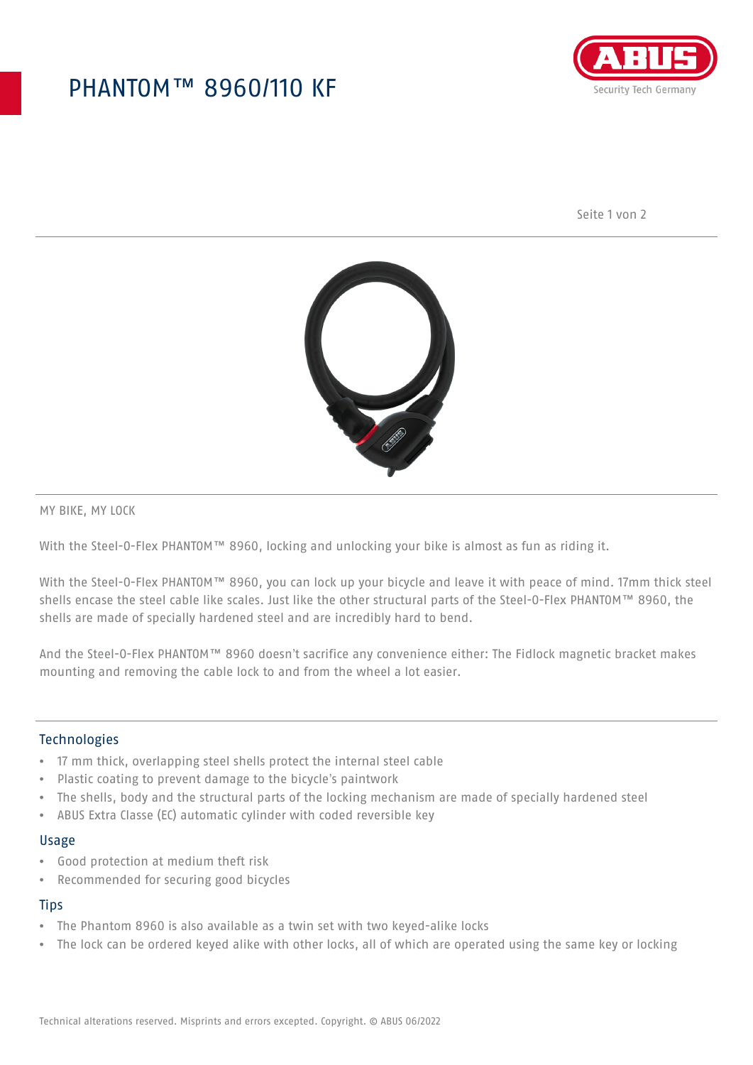# PHANTOM™ 8960/110 KF

MY BIKE, MY LOCK

With the Steel-O-Flex PHANTOM™ 8960, locking and unlocking your bike is almost as fun as riding it.

With the Steel-O-Flex PHANTOM™ 8960, you can lock up your bicycle and leave it with peace of mind. 17mm thick steel shells encase the steel cable like scales. Just like the other structural parts of the Steel-O-Flex PHANTOM™ 8960, the shells are made of specially hardened steel and are incredibly hard to bend.

And the Steel-O-Flex PHANTOM™ 8960 doesn't sacrifice any convenience either: The Fidlock magnetic bracket makes mounting and removing the cable lock to and from the wheel a lot easier.

## Technologies

- 17 mm thick, overlapping steel shells protect the internal steel cable
- Plastic coating to prevent damage to the bicycle's paintwork
- The shells, body and the structural parts of the locking mechanism are made of specially hardened steel
- ABUS Extra Classe (EC) automatic cylinder with coded reversible key

## Usage

- Good protection at medium theft risk
- Recommended for securing good bicycles

## Tips

- The Phantom 8960 is also available as a twin set with two keyed-alike locks
- The lock can be ordered keyed alike with other locks, all of which are operated using the same key or locking

Technical alterations reserved. Misprints and errors excepted. Copyright. © ABUS 06/2022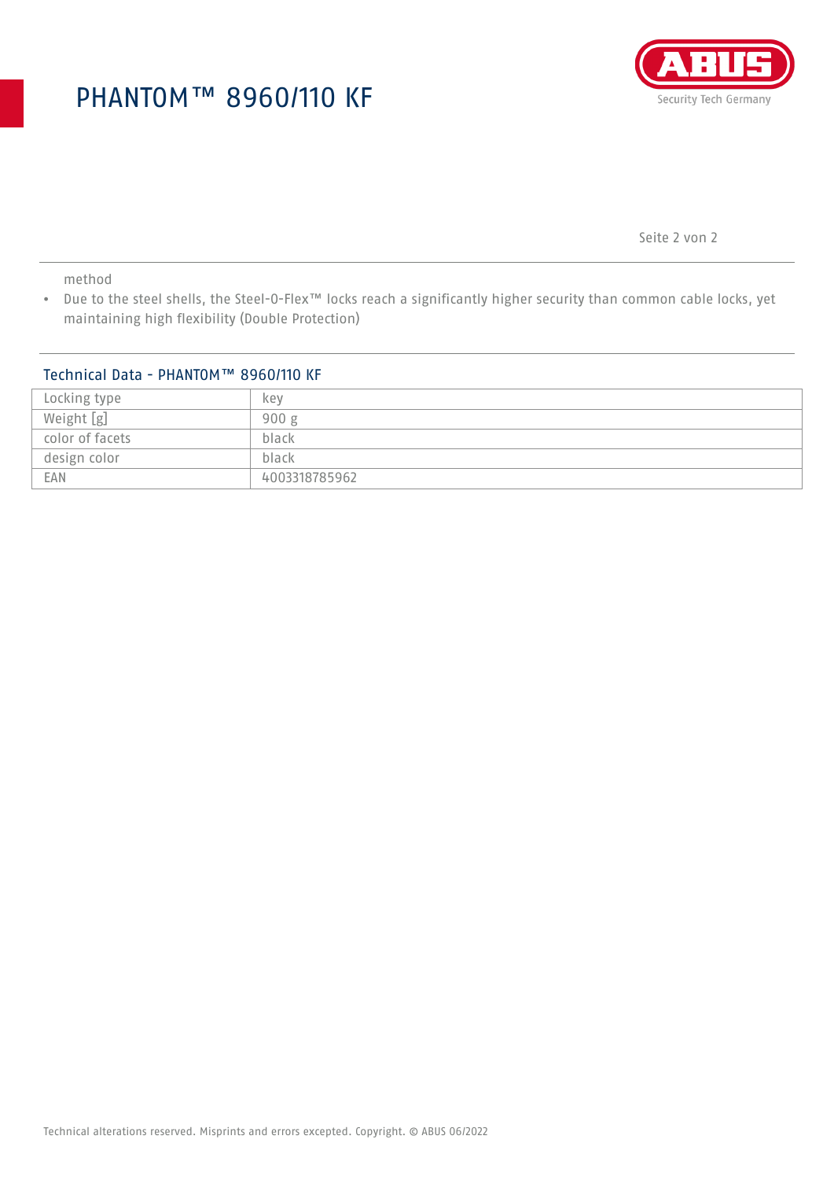method

- Due to the steel shells, the Steel-O-Flex™ locks reach a significantly higher security than common cable locks, yet maintaining high flexibility (Double Protection)

## Technical Data - PHANTOM™ 8960/110 KF

| | |
|---|---|
| Locking type | key |
| Weight [g] | 900 g |
| color of facets | black |
| design color | black |
| EAN | 4003318785962 |

Technical alterations reserved. Misprints and errors excepted. Copyright. © ABUS 06/2022